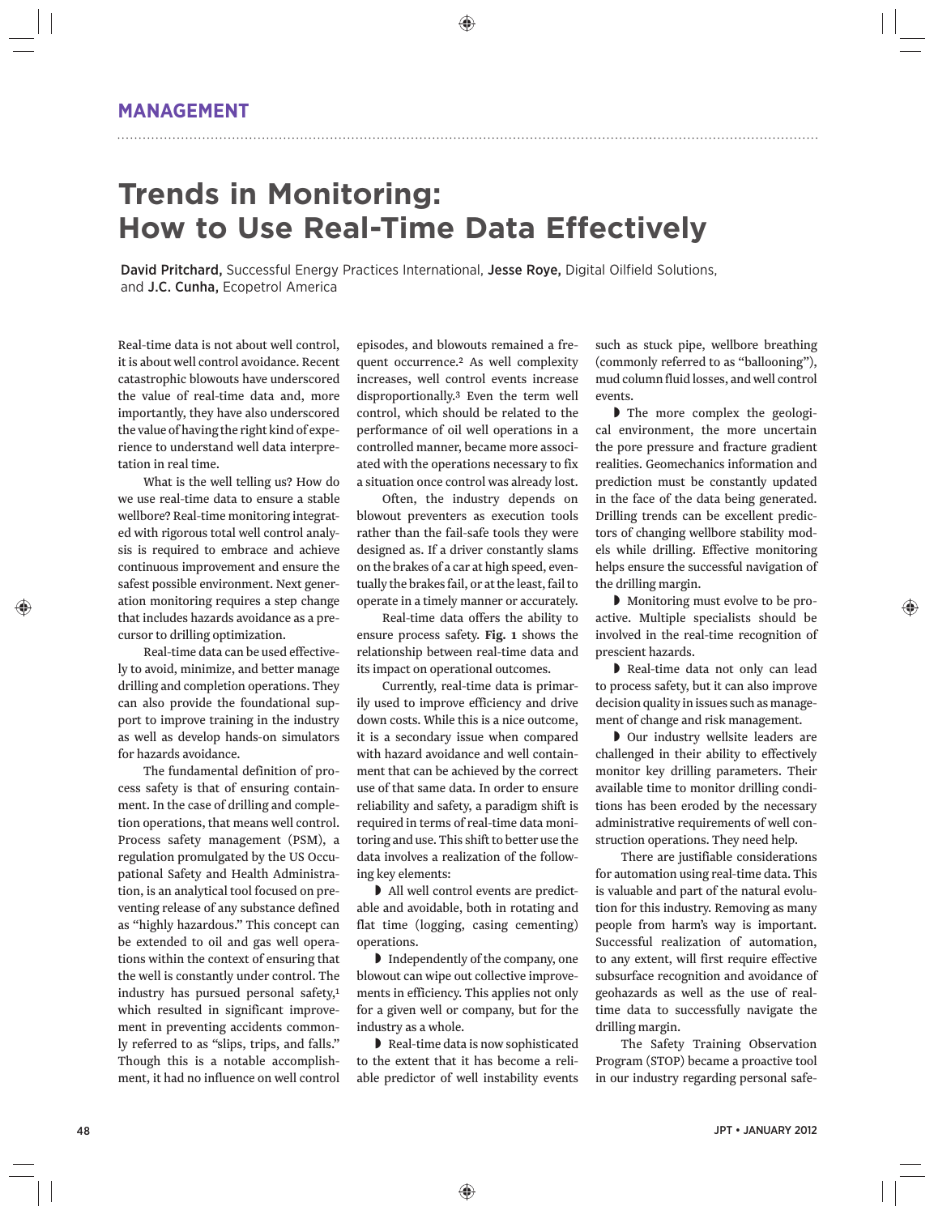MANAGEMENT

# Trends in Monitoring: How to Use Real-Time Data Effectively

David Pritchard, Successful Energy Practices International, Jesse Roye, Digital Oilfield Solutions, and J.C. Cunha, Ecopetrol America

Real-time data is not about well control, it is about well control avoidance. Recent catastrophic blowouts have underscored the value of real-time data and, more importantly, they have also underscored the value of having the right kind of experience to understand well data interpretation in real time.

What is the well telling us? How do we use real-time data to ensure a stable wellbore? Real-time monitoring integrated with rigorous total well control analysis is required to embrace and achieve continuous improvement and ensure the safest possible environment. Next generation monitoring requires a step change that includes hazards avoidance as a precursor to drilling optimization.

Real-time data can be used effectively to avoid, minimize, and better manage drilling and completion operations. They can also provide the foundational support to improve training in the industry as well as develop hands-on simulators for hazards avoidance.

The fundamental definition of process safety is that of ensuring containment. In the case of drilling and completion operations, that means well control. Process safety management (PSM), a regulation promulgated by the US Occupational Safety and Health Administration, is an analytical tool focused on preventing release of any substance defined as "highly hazardous." This concept can be extended to oil and gas well operations within the context of ensuring that the well is constantly under control. The industry has pursued personal safety,[1] which resulted in significant improvement in preventing accidents commonly referred to as "slips, trips, and falls." Though this is a notable accomplishment, it had no influence on well control episodes, and blowouts remained a frequent occurrence.[2] As well complexity increases, well control events increase disproportionally.[3] Even the term well control, which should be related to the performance of oil well operations in a controlled manner, became more associated with the operations necessary to fix a situation once control was already lost.

Often, the industry depends on blowout preventers as execution tools rather than the fail-safe tools they were designed as. If a driver constantly slams on the brakes of a car at high speed, eventually the brakes fail, or at the least, fail to operate in a timely manner or accurately.

Real-time data offers the ability to ensure process safety. **Fig. 1** shows the relationship between real-time data and its impact on operational outcomes.

Currently, real-time data is primarily used to improve efficiency and drive down costs. While this is a nice outcome, it is a secondary issue when compared with hazard avoidance and well containment that can be achieved by the correct use of that same data. In order to ensure reliability and safety, a paradigm shift is required in terms of real-time data monitoring and use. This shift to better use the data involves a realization of the following key elements:

- All well control events are predictable and avoidable, both in rotating and flat time (logging, casing cementing) operations.
- Independently of the company, one blowout can wipe out collective improvements in efficiency. This applies not only for a given well or company, but for the industry as a whole.
- Real-time data is now sophisticated to the extent that it has become a reliable predictor of well instability events such as stuck pipe, wellbore breathing (commonly referred to as "ballooning"), mud column fluid losses, and well control events.
- The more complex the geological environment, the more uncertain the pore pressure and fracture gradient realities. Geomechanics information and prediction must be constantly updated in the face of the data being generated. Drilling trends can be excellent predictors of changing wellbore stability models while drilling. Effective monitoring helps ensure the successful navigation of the drilling margin.
- Monitoring must evolve to be proactive. Multiple specialists should be involved in the real-time recognition of prescient hazards.
- Real-time data not only can lead to process safety, but it can also improve decision quality in issues such as management of change and risk management.
- Our industry wellsite leaders are challenged in their ability to effectively monitor key drilling parameters. Their available time to monitor drilling conditions has been eroded by the necessary administrative requirements of well construction operations. They need help.

There are justifiable considerations for automation using real-time data. This is valuable and part of the natural evolution for this industry. Removing as many people from harm's way is important. Successful realization of automation, to any extent, will first require effective subsurface recognition and avoidance of geohazards as well as the use of real-time data to successfully navigate the drilling margin.

The Safety Training Observation Program (STOP) became a proactive tool in our industry regarding personal safe-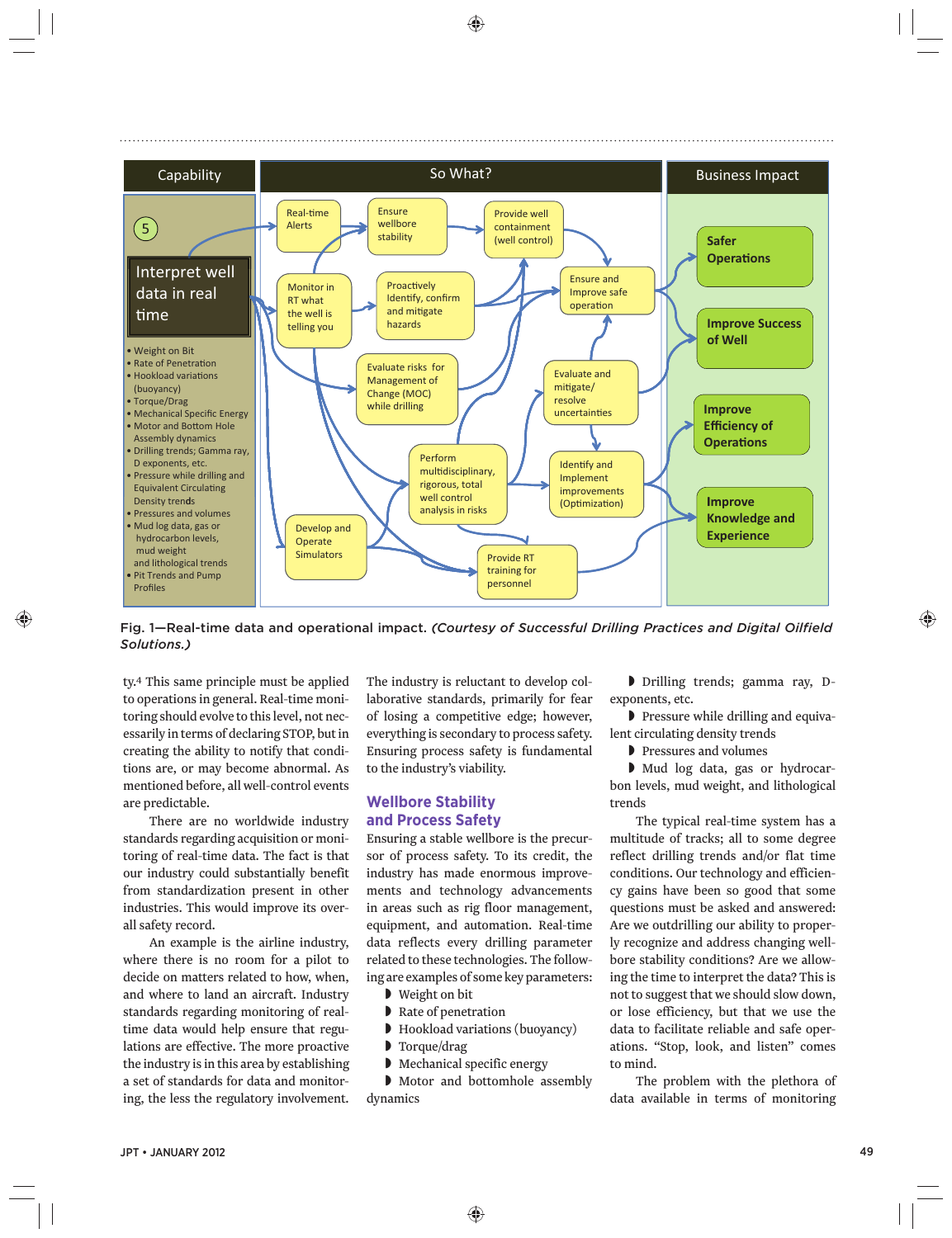Capability

So What?

Business Impact

5

Interpret well data in real time

- Weight on Bit
- Rate of Penetration
- Hookload variations (buoyancy)
- Torque/Drag
- Mechanical Specific Energy
- Motor and Bottom Hole Assembly dynamics
- Drilling trends; Gamma ray, D exponents, etc.
- Pressure while drilling and Equivalent Circulating Density trends
- Pressures and volumes
- Mud log data, gas or hydrocarbon levels, mud weight and lithological trends
- Pit Trends and Pump Profiles

Real-time Alerts

Ensure wellbore stability

Provide well containment (well control)

Monitor in RT what the well is telling you

Proactively Identify, confirm and mitigate hazards

Ensure and Improve safe operation

Evaluate risks for Management of Change (MOC) while drilling

Evaluate and mitigate/ resolve uncertainties

Perform multidisciplinary, rigorous, total well control analysis in risks

Identify and Implement improvements (Optimization)

Develop and Operate Simulators

Provide RT training for personnel

Safer Operations

Improve Success of Well

Improve Efficiency of Operations

Improve Knowledge and Experience

Fig. 1—Real-time data and operational impact. *(Courtesy of Successful Drilling Practices and Digital Oilfield Solutions.)*

ty.[4] This same principle must be applied to operations in general. Real-time monitoring should evolve to this level, not necessarily in terms of declaring STOP, but in creating the ability to notify that conditions are, or may become abnormal. As mentioned before, all well-control events are predictable.

There are no worldwide industry standards regarding acquisition or monitoring of real-time data. The fact is that our industry could substantially benefit from standardization present in other industries. This would improve its overall safety record.

An example is the airline industry, where there is no room for a pilot to decide on matters related to how, when, and where to land an aircraft. Industry standards regarding monitoring of real-time data would help ensure that regulations are effective. The more proactive the industry is in this area by establishing a set of standards for data and monitoring, the less the regulatory involvement. The industry is reluctant to develop collaborative standards, primarily for fear of losing a competitive edge; however, everything is secondary to process safety. Ensuring process safety is fundamental to the industry's viability.

## Wellbore Stability and Process Safety

Ensuring a stable wellbore is the precursor of process safety. To its credit, the industry has made enormous improvements and technology advancements in areas such as rig floor management, equipment, and automation. Real-time data reflects every drilling parameter related to these technologies. The following are examples of some key parameters:

- Weight on bit
- Rate of penetration
- Hookload variations (buoyancy)
- Torque/drag
- Mechanical specific energy
- Motor and bottomhole assembly dynamics
- Drilling trends; gamma ray, D-exponents, etc.
- Pressure while drilling and equivalent circulating density trends
- Pressures and volumes
- Mud log data, gas or hydrocarbon levels, mud weight, and lithological trends

The typical real-time system has a multitude of tracks; all to some degree reflect drilling trends and/or flat time conditions. Our technology and efficiency gains have been so good that some questions must be asked and answered: Are we outdrilling our ability to properly recognize and address changing wellbore stability conditions? Are we allowing the time to interpret the data? This is not to suggest that we should slow down, or lose efficiency, but that we use the data to facilitate reliable and safe operations. "Stop, look, and listen" comes to mind.

The problem with the plethora of data available in terms of monitoring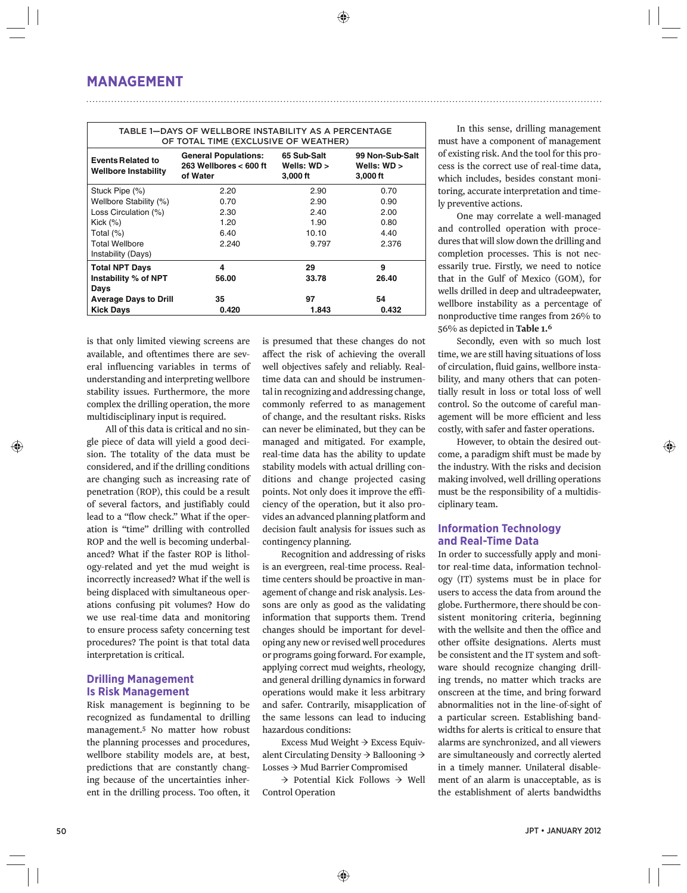# MANAGEMENT

TABLE 1—DAYS OF WELLBORE INSTABILITY AS A PERCENTAGE OF TOTAL TIME (EXCLUSIVE OF WEATHER)

| Events Related to Wellbore Instability | General Populations: 263 Wellbores < 600 ft of Water | 65 Sub-Salt Wells: WD > 3,000 ft | 99 Non-Sub-Salt Wells: WD > 3,000 ft |
|---|---|---|---|
| Stuck Pipe (%) | 2.20 | 2.90 | 0.70 |
| Wellbore Stability (%) | 0.70 | 2.90 | 0.90 |
| Loss Circulation (%) | 2.30 | 2.40 | 2.00 |
| Kick (%) | 1.20 | 1.90 | 0.80 |
| Total (%) | 6.40 | 10.10 | 4.40 |
| Total Wellbore Instability (Days) | 2.240 | 9.797 | 2.376 |
| **Total NPT Days** | **4** | **29** | **9** |
| **Instability % of NPT Days** | **56.00** | **33.78** | **26.40** |
| **Average Days to Drill** | **35** | **97** | **54** |
| **Kick Days** | **0.420** | **1.843** | **0.432** |

is that only limited viewing screens are available, and oftentimes there are several influencing variables in terms of understanding and interpreting wellbore stability issues. Furthermore, the more complex the drilling operation, the more multidisciplinary input is required.

All of this data is critical and no single piece of data will yield a good decision. The totality of the data must be considered, and if the drilling conditions are changing such as increasing rate of penetration (ROP), this could be a result of several factors, and justifiably could lead to a "flow check." What if the operation is "time" drilling with controlled ROP and the well is becoming underbalanced? What if the faster ROP is lithology-related and yet the mud weight is incorrectly increased? What if the well is being displaced with simultaneous operations confusing pit volumes? How do we use real-time data and monitoring to ensure process safety concerning test procedures? The point is that total data interpretation is critical.

## Drilling Management Is Risk Management

Risk management is beginning to be recognized as fundamental to drilling management.[5] No matter how robust the planning processes and procedures, wellbore stability models are, at best, predictions that are constantly changing because of the uncertainties inherent in the drilling process. Too often, it is presumed that these changes do not affect the risk of achieving the overall well objectives safely and reliably. Real-time data can and should be instrumental in recognizing and addressing change, commonly referred to as management of change, and the resultant risks. Risks can never be eliminated, but they can be managed and mitigated. For example, real-time data has the ability to update stability models with actual drilling conditions and change projected casing points. Not only does it improve the efficiency of the operation, but it also provides an advanced planning platform and decision fault analysis for issues such as contingency planning.

Recognition and addressing of risks is an evergreen, real-time process. Real-time centers should be proactive in management of change and risk analysis. Lessons are only as good as the validating information that supports them. Trend changes should be important for developing any new or revised well procedures or programs going forward. For example, applying correct mud weights, rheology, and general drilling dynamics in forward operations would make it less arbitrary and safer. Contrarily, misapplication of the same lessons can lead to inducing hazardous conditions:

Excess Mud Weight → Excess Equivalent Circulating Density → Ballooning → Losses → Mud Barrier Compromised → Potential Kick Follows → Well Control Operation

In this sense, drilling management must have a component of management of existing risk. And the tool for this process is the correct use of real-time data, which includes, besides constant monitoring, accurate interpretation and timely preventive actions.

One may correlate a well-managed and controlled operation with procedures that will slow down the drilling and completion processes. This is not necessarily true. Firstly, we need to notice that in the Gulf of Mexico (GOM), for wells drilled in deep and ultradeepwater, wellbore instability as a percentage of nonproductive time ranges from 26% to 56% as depicted in **Table 1.**[6]

Secondly, even with so much lost time, we are still having situations of loss of circulation, fluid gains, wellbore instability, and many others that can potentially result in loss or total loss of well control. So the outcome of careful management will be more efficient and less costly, with safer and faster operations.

However, to obtain the desired outcome, a paradigm shift must be made by the industry. With the risks and decision making involved, well drilling operations must be the responsibility of a multidisciplinary team.

## Information Technology and Real-Time Data

In order to successfully apply and monitor real-time data, information technology (IT) systems must be in place for users to access the data from around the globe. Furthermore, there should be consistent monitoring criteria, beginning with the wellsite and then the office and other offsite designations. Alerts must be consistent and the IT system and software should recognize changing drilling trends, no matter which tracks are onscreen at the time, and bring forward abnormalities not in the line-of-sight of a particular screen. Establishing bandwidths for alerts is critical to ensure that alarms are synchronized, and all viewers are simultaneously and correctly alerted in a timely manner. Unilateral disablement of an alarm is unacceptable, as is the establishment of alerts bandwidths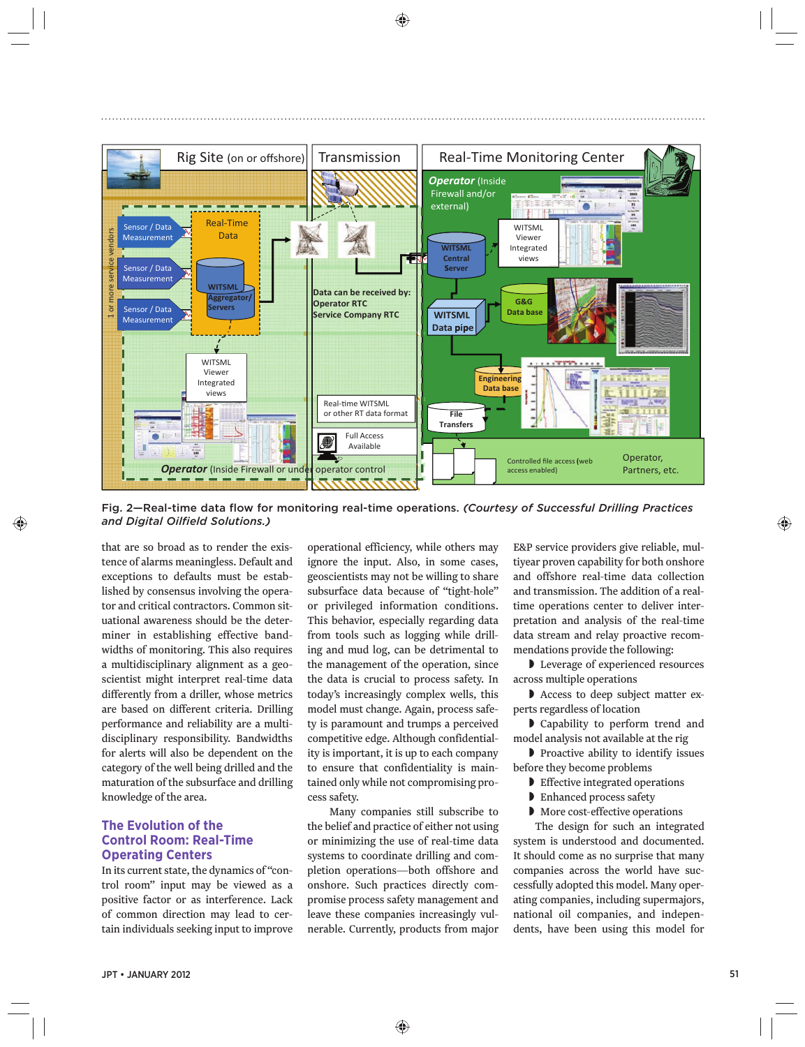Rig Site (on or offshore)

Transmission

Real-Time Monitoring Center

1 or more service vendors

Sensor / Data Measurement

Sensor / Data Measurement

Sensor / Data Measurement

Real-Time Data

WITSML Aggregator/ Servers

WITSML Viewer Integrated views

Data can be received by:
Operator RTC
Service Company RTC

Real-time WITSML or other RT data format

Full Access Available

**Operator** (Inside Firewall or under operator control

**Operator** (Inside Firewall and/or external)

WITSML Central Server

WITSML Viewer Integrated views

G&G Data base

WITSML Data pipe

Engineering Data base

File Transfers

Controlled file access (web access enabled)

Operator, Partners, etc.

Fig. 2—Real-time data flow for monitoring real-time operations. *(Courtesy of Successful Drilling Practices and Digital Oilfield Solutions.)*

that are so broad as to render the existence of alarms meaningless. Default and exceptions to defaults must be established by consensus involving the operator and critical contractors. Common situational awareness should be the determiner in establishing effective bandwidths of monitoring. This also requires a multidisciplinary alignment as a geoscientist might interpret real-time data differently from a driller, whose metrics are based on different criteria. Drilling performance and reliability are a multidisciplinary responsibility. Bandwidths for alerts will also be dependent on the category of the well being drilled and the maturation of the subsurface and drilling knowledge of the area.

## The Evolution of the Control Room: Real-Time Operating Centers

In its current state, the dynamics of "control room" input may be viewed as a positive factor or as interference. Lack of common direction may lead to certain individuals seeking input to improve operational efficiency, while others may ignore the input. Also, in some cases, geoscientists may not be willing to share subsurface data because of "tight-hole" or privileged information conditions. This behavior, especially regarding data from tools such as logging while drilling and mud log, can be detrimental to the management of the operation, since the data is crucial to process safety. In today's increasingly complex wells, this model must change. Again, process safety is paramount and trumps a perceived competitive edge. Although confidentiality is important, it is up to each company to ensure that confidentiality is maintained only while not compromising process safety.

Many companies still subscribe to the belief and practice of not using or minimizing the use of real-time data systems to coordinate drilling and completion operations—both offshore and onshore. Such practices directly compromise process safety management and leave these companies increasingly vulnerable. Currently, products from major E&P service providers give reliable, multiyear proven capability for both onshore and offshore real-time data collection and transmission. The addition of a real-time operations center to deliver interpretation and analysis of the real-time data stream and relay proactive recommendations provide the following:

- Leverage of experienced resources across multiple operations
- Access to deep subject matter experts regardless of location
- Capability to perform trend and model analysis not available at the rig
- Proactive ability to identify issues before they become problems
- Effective integrated operations
- Enhanced process safety
- More cost-effective operations

The design for such an integrated system is understood and documented. It should come as no surprise that many companies across the world have successfully adopted this model. Many operating companies, including supermajors, national oil companies, and independents, have been using this model for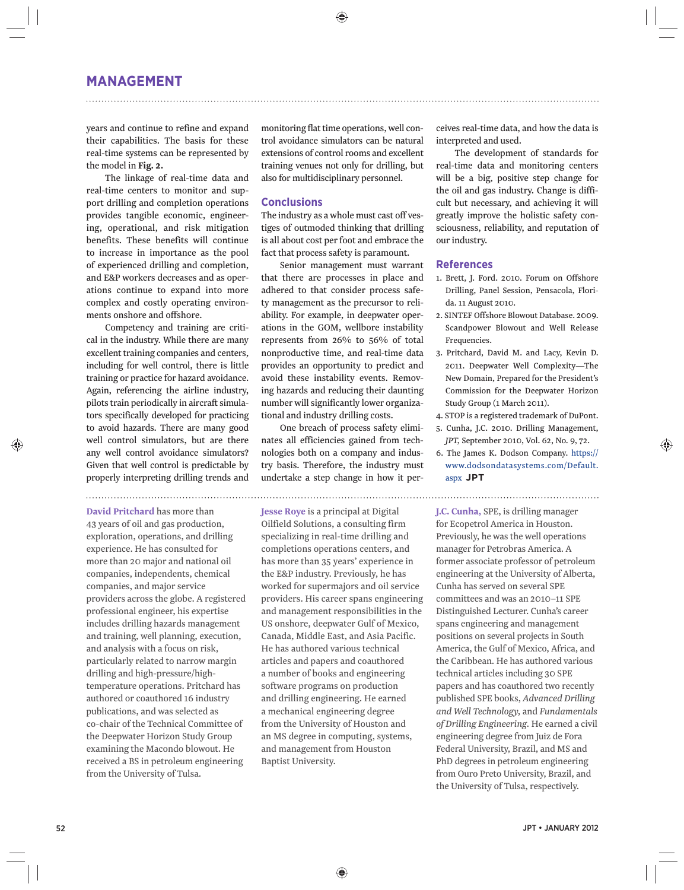years and continue to refine and expand their capabilities. The basis for these real-time systems can be represented by the model in **Fig. 2.**

The linkage of real-time data and real-time centers to monitor and support drilling and completion operations provides tangible economic, engineering, operational, and risk mitigation benefits. These benefits will continue to increase in importance as the pool of experienced drilling and completion, and E&P workers decreases and as operations continue to expand into more complex and costly operating environments onshore and offshore.

Competency and training are critical in the industry. While there are many excellent training companies and centers, including for well control, there is little training or practice for hazard avoidance. Again, referencing the airline industry, pilots train periodically in aircraft simulators specifically developed for practicing to avoid hazards. There are many good well control simulators, but are there any well control avoidance simulators? Given that well control is predictable by properly interpreting drilling trends and monitoring flat time operations, well control avoidance simulators can be natural extensions of control rooms and excellent training venues not only for drilling, but also for multidisciplinary personnel.

## Conclusions

The industry as a whole must cast off vestiges of outmoded thinking that drilling is all about cost per foot and embrace the fact that process safety is paramount.

Senior management must warrant that there are processes in place and adhered to that consider process safety management as the precursor to reliability. For example, in deepwater operations in the GOM, wellbore instability represents from 26% to 56% of total nonproductive time, and real-time data provides an opportunity to predict and avoid these instability events. Removing hazards and reducing their daunting number will significantly lower organizational and industry drilling costs.

One breach of process safety eliminates all efficiencies gained from technologies both on a company and industry basis. Therefore, the industry must undertake a step change in how it perceives real-time data, and how the data is interpreted and used.

The development of standards for real-time data and monitoring centers will be a big, positive step change for the oil and gas industry. Change is difficult but necessary, and achieving it will greatly improve the holistic safety consciousness, reliability, and reputation of our industry.

## References

1. Brett, J. Ford. 2010. Forum on Offshore Drilling, Panel Session, Pensacola, Florida. 11 August 2010.
2. SINTEF Offshore Blowout Database. 2009. Scandpower Blowout and Well Release Frequencies.
3. Pritchard, David M. and Lacy, Kevin D. 2011. Deepwater Well Complexity—The New Domain, Prepared for the President's Commission for the Deepwater Horizon Study Group (1 March 2011).
4. STOP is a registered trademark of DuPont.
5. Cunha, J.C. 2010. Drilling Management, *JPT*, September 2010, Vol. 62, No. 9, 72.
6. The James K. Dodson Company. https://www.dodsondatasystems.com/Default.aspx **JPT**

---

**David Pritchard** has more than 43 years of oil and gas production, exploration, operations, and drilling experience. He has consulted for more than 20 major and national oil companies, independents, chemical companies, and major service providers across the globe. A registered professional engineer, his expertise includes drilling hazards management and training, well planning, execution, and analysis with a focus on risk, particularly related to narrow margin drilling and high-pressure/high-temperature operations. Pritchard has authored or coauthored 16 industry publications, and was selected as co-chair of the Technical Committee of the Deepwater Horizon Study Group examining the Macondo blowout. He received a BS in petroleum engineering from the University of Tulsa.

**Jesse Roye** is a principal at Digital Oilfield Solutions, a consulting firm specializing in real-time drilling and completions operations centers, and has more than 35 years' experience in the E&P industry. Previously, he has worked for supermajors and oil service providers. His career spans engineering and management responsibilities in the US onshore, deepwater Gulf of Mexico, Canada, Middle East, and Asia Pacific. He has authored various technical articles and papers and coauthored a number of books and engineering software programs on production and drilling engineering. He earned a mechanical engineering degree from the University of Houston and an MS degree in computing, systems, and management from Houston Baptist University.

**J.C. Cunha,** SPE, is drilling manager for Ecopetrol America in Houston. Previously, he was the well operations manager for Petrobras America. A former associate professor of petroleum engineering at the University of Alberta, Cunha has served on several SPE committees and was an 2010–11 SPE Distinguished Lecturer. Cunha's career spans engineering and management positions on several projects in South America, the Gulf of Mexico, Africa, and the Caribbean. He has authored various technical articles including 30 SPE papers and has coauthored two recently published SPE books, *Advanced Drilling and Well Technology,* and *Fundamentals of Drilling Engineering*. He earned a civil engineering degree from Juiz de Fora Federal University, Brazil, and MS and PhD degrees in petroleum engineering from Ouro Preto University, Brazil, and the University of Tulsa, respectively.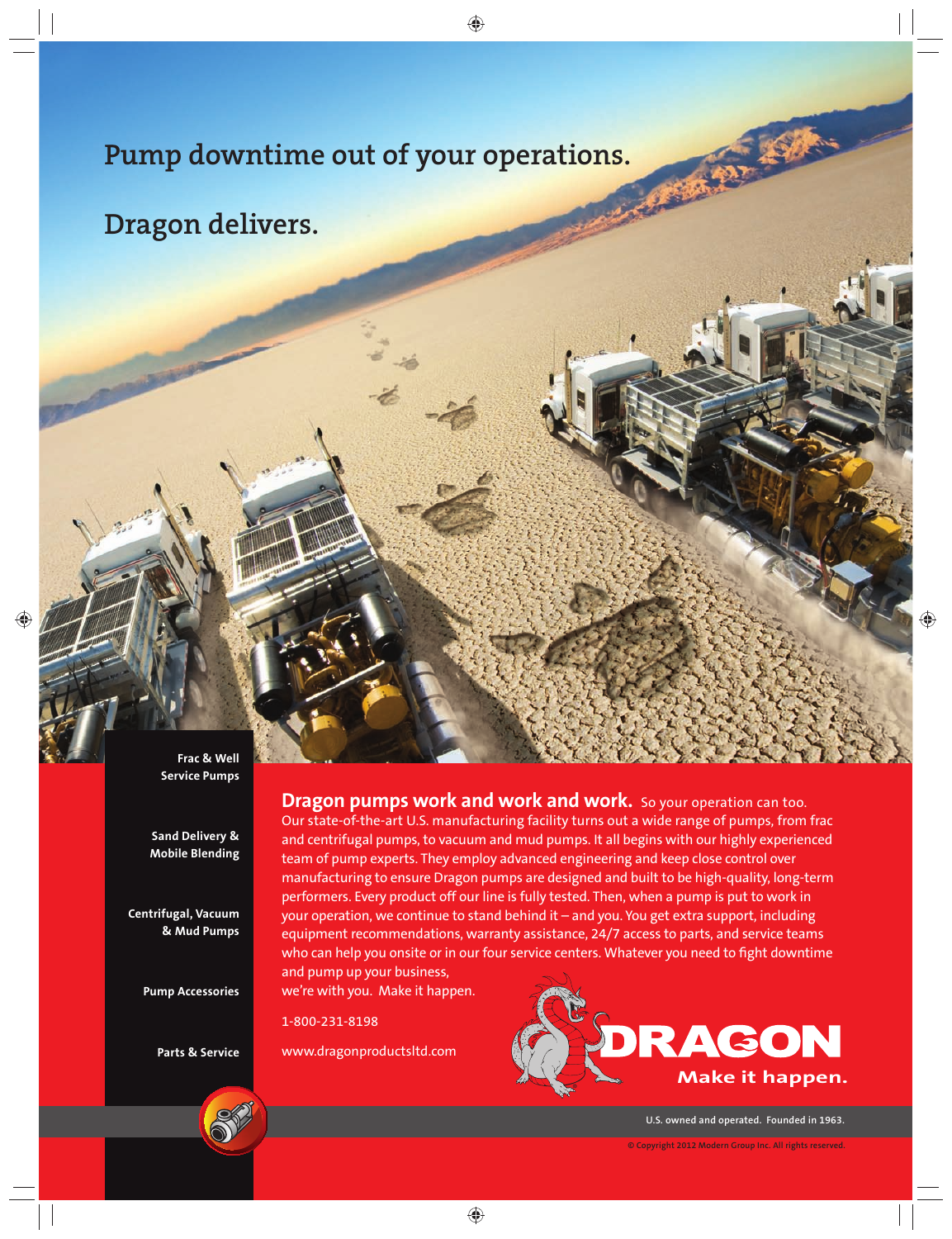# Pump downtime out of your operations.

# Dragon delivers.

- Frac & Well Service Pumps
- Sand Delivery & Mobile Blending
- Centrifugal, Vacuum & Mud Pumps
- Pump Accessories
- Parts & Service

**Dragon pumps work and work and work.** So your operation can too. Our state-of-the-art U.S. manufacturing facility turns out a wide range of pumps, from frac and centrifugal pumps, to vacuum and mud pumps. It all begins with our highly experienced team of pump experts. They employ advanced engineering and keep close control over manufacturing to ensure Dragon pumps are designed and built to be high-quality, long-term performers. Every product off our line is fully tested. Then, when a pump is put to work in your operation, we continue to stand behind it – and you. You get extra support, including equipment recommendations, warranty assistance, 24/7 access to parts, and service teams who can help you onsite or in our four service centers. Whatever you need to fight downtime and pump up your business, we're with you. Make it happen.

1-800-231-8198

www.dragonproductsltd.com

DRAGON
Make it happen.

U.S. owned and operated. Founded in 1963.

© Copyright 2012 Modern Group Inc. All rights reserved.